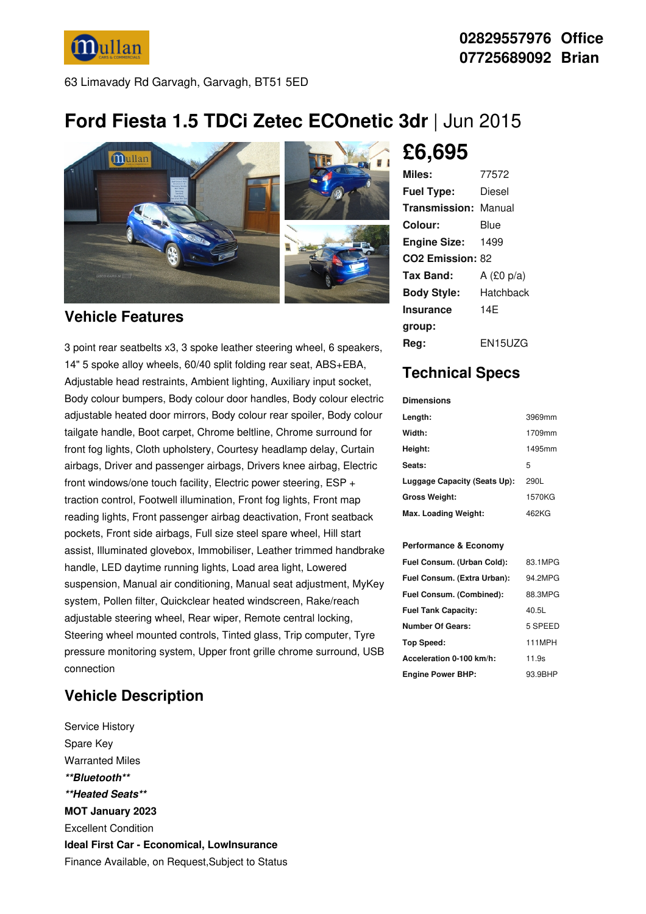Mullan Cars & Commercials

**02829557976 Office**
**07725689092 Brian**

63 Limavady Rd Garvagh, Garvagh, BT51 5ED

# Ford Fiesta 1.5 TDCi Zetec ECOnetic 3dr | Jun 2015

## £6,695

| | |
|---|---|
| **Miles:** | 77572 |
| **Fuel Type:** | Diesel |
| **Transmission:** | Manual |
| **Colour:** | Blue |
| **Engine Size:** | 1499 |
| **CO2 Emission:** | 82 |
| **Tax Band:** | A (£0 p/a) |
| **Body Style:** | Hatchback |
| **Insurance group:** | 14E |
| **Reg:** | EN15UZG |

## Vehicle Features

3 point rear seatbelts x3, 3 spoke leather steering wheel, 6 speakers, 14" 5 spoke alloy wheels, 60/40 split folding rear seat, ABS+EBA, Adjustable head restraints, Ambient lighting, Auxiliary input socket, Body colour bumpers, Body colour door handles, Body colour electric adjustable heated door mirrors, Body colour rear spoiler, Body colour tailgate handle, Boot carpet, Chrome beltline, Chrome surround for front fog lights, Cloth upholstery, Courtesy headlamp delay, Curtain airbags, Driver and passenger airbags, Drivers knee airbag, Electric front windows/one touch facility, Electric power steering, ESP + traction control, Footwell illumination, Front fog lights, Front map reading lights, Front passenger airbag deactivation, Front seatback pockets, Front side airbags, Full size steel spare wheel, Hill start assist, Illuminated glovebox, Immobiliser, Leather trimmed handbrake handle, LED daytime running lights, Load area light, Lowered suspension, Manual air conditioning, Manual seat adjustment, MyKey system, Pollen filter, Quickclear heated windscreen, Rake/reach adjustable steering wheel, Rear wiper, Remote central locking, Steering wheel mounted controls, Tinted glass, Trip computer, Tyre pressure monitoring system, Upper front grille chrome surround, USB connection

## Technical Specs

**Dimensions**

| | |
|---|---|
| **Length:** | 3969mm |
| **Width:** | 1709mm |
| **Height:** | 1495mm |
| **Seats:** | 5 |
| **Luggage Capacity (Seats Up):** | 290L |
| **Gross Weight:** | 1570KG |
| **Max. Loading Weight:** | 462KG |

**Performance & Economy**

| | |
|---|---|
| **Fuel Consum. (Urban Cold):** | 83.1MPG |
| **Fuel Consum. (Extra Urban):** | 94.2MPG |
| **Fuel Consum. (Combined):** | 88.3MPG |
| **Fuel Tank Capacity:** | 40.5L |
| **Number Of Gears:** | 5 SPEED |
| **Top Speed:** | 111MPH |
| **Acceleration 0-100 km/h:** | 11.9s |
| **Engine Power BHP:** | 93.9BHP |

## Vehicle Description

Service History
Spare Key
Warranted Miles
***\*\*Bluetooth\*\****
***\*\*Heated Seats\*\****
**MOT January 2023**
Excellent Condition
**Ideal First Car - Economical, LowInsurance**
Finance Available, on Request,Subject to Status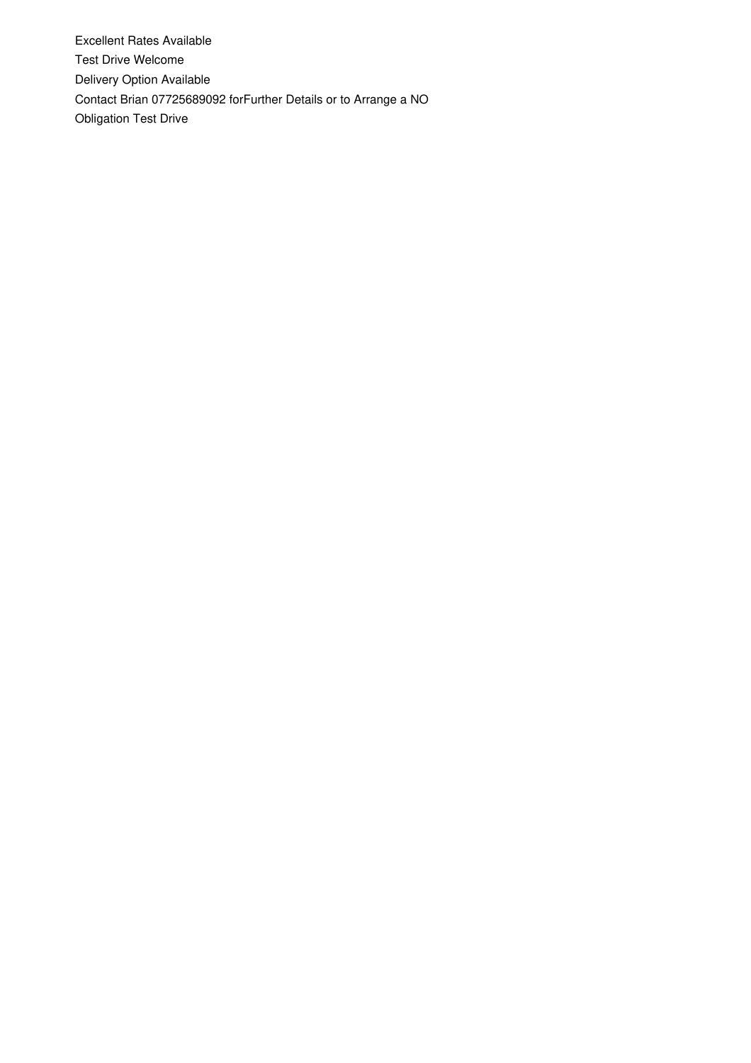Excellent Rates Available

Test Drive Welcome

Delivery Option Available

Contact Brian 07725689092 forFurther Details or to Arrange a NO Obligation Test Drive